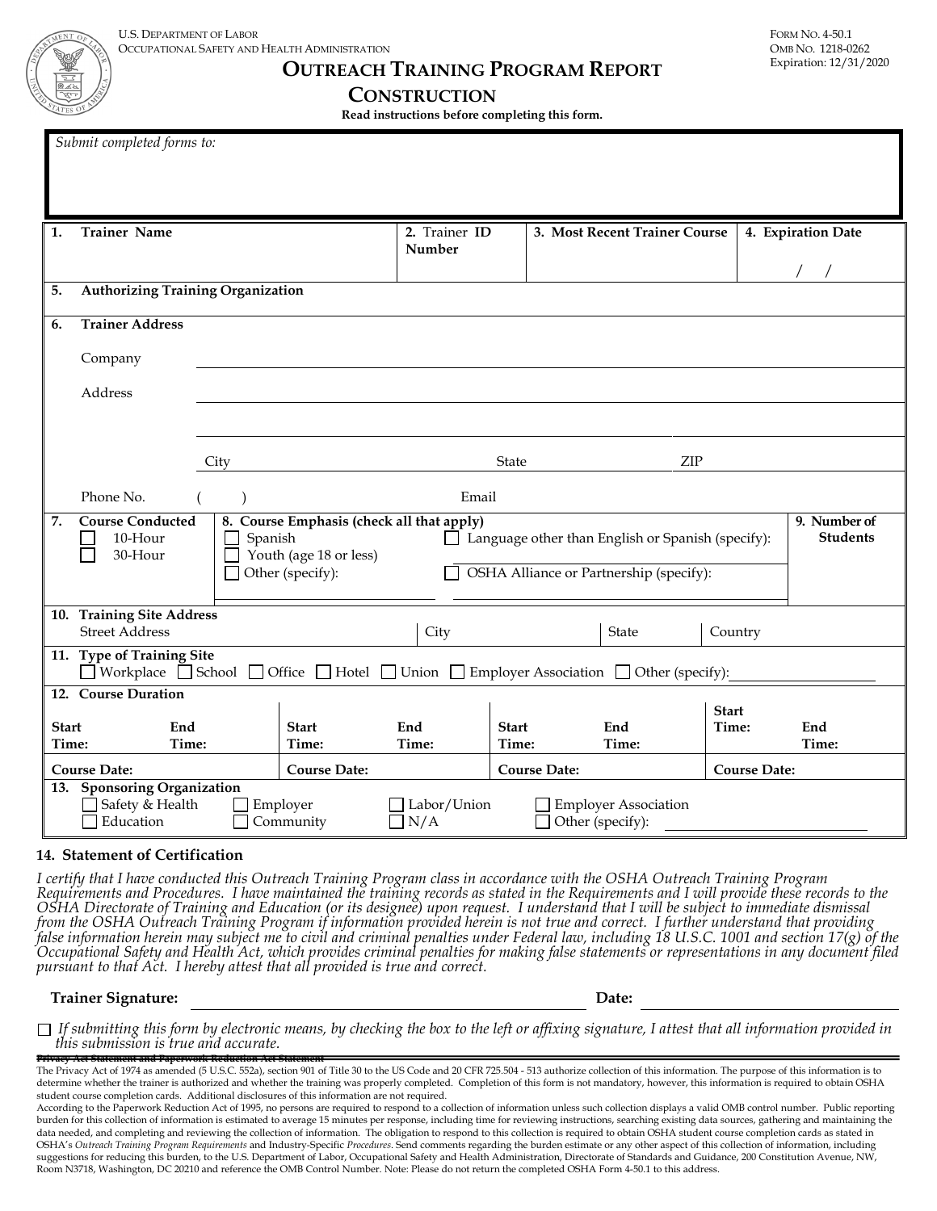U.S. Department of Labor
Occupational Safety and Health Administration

Form No. 4-50.1
OMB No. 1218-0262
Expiration: 12/31/2020

# Outreach Training Program Report
## Construction

**Read instructions before completing this form.**

*Submit completed forms to:*

| 1. **Trainer Name** | 2. Trainer **ID Number** | 3. **Most Recent Trainer Course** | 4. **Expiration Date** |
|---|---|---|---|
| | | | / / |

**5. Authorizing Training Organization**

**6. Trainer Address**

Company

Address

City State ZIP

Phone No. ( ) Email

| 7. **Course Conducted** | 8. **Course Emphasis (check all that apply)** | | 9. **Number of Students** |
|---|---|---|---|
| ☐ 10-Hour | ☐ Spanish | ☐ Language other than English or Spanish (specify): | |
| ☐ 30-Hour | ☐ Youth (age 18 or less) | | |
| | ☐ Other (specify): | ☐ OSHA Alliance or Partnership (specify): | |

**10. Training Site Address**

| Street Address | City | State | Country |
|---|---|---|---|
| | | | |

**11. Type of Training Site**

☐ Workplace ☐ School ☐ Office ☐ Hotel ☐ Union ☐ Employer Association ☐ Other (specify):

**12. Course Duration**

| **Start Time:** | **End Time:** | **Start Time:** | **End Time:** | **Start Time:** | **End Time:** | **Start Time:** | **End Time:** |
|---|---|---|---|---|---|---|---|
| **Course Date:** | | **Course Date:** | | **Course Date:** | | **Course Date:** | |

**13. Sponsoring Organization**

☐ Safety & Health ☐ Employer ☐ Labor/Union ☐ Employer Association
☐ Education ☐ Community ☐ N/A ☐ Other (specify):

### 14. Statement of Certification

*I certify that I have conducted this Outreach Training Program class in accordance with the OSHA Outreach Training Program Requirements and Procedures. I have maintained the training records as stated in the Requirements and I will provide these records to the OSHA Directorate of Training and Education (or its designee) upon request. I understand that I will be subject to immediate dismissal from the OSHA Outreach Training Program if information provided herein is not true and correct. I further understand that providing false information herein may subject me to civil and criminal penalties under Federal law, including 18 U.S.C. 1001 and section 17(g) of the Occupational Safety and Health Act, which provides criminal penalties for making false statements or representations in any document filed pursuant to that Act. I hereby attest that all provided is true and correct.*

**Trainer Signature:** ______________________ **Date:** ______________

☐ *If submitting this form by electronic means, by checking the box to the left or affixing signature, I attest that all information provided in this submission is true and accurate.*

~~Privacy Act Statement and Paperwork Reduction Act Statement~~

The Privacy Act of 1974 as amended (5 U.S.C. 552a), section 901 of Title 30 to the US Code and 20 CFR 725.504 - 513 authorize collection of this information. The purpose of this information is to determine whether the trainer is authorized and whether the training was properly completed. Completion of this form is not mandatory, however, this information is required to obtain OSHA student course completion cards. Additional disclosures of this information are not required.

According to the Paperwork Reduction Act of 1995, no persons are required to respond to a collection of information unless such collection displays a valid OMB control number. Public reporting burden for this collection of information is estimated to average 15 minutes per response, including time for reviewing instructions, searching existing data sources, gathering and maintaining the data needed, and completing and reviewing the collection of information. The obligation to respond to this collection is required to obtain OSHA student course completion cards as stated in OSHA's *Outreach Training Program Requirements* and Industry-Specific *Procedures*. Send comments regarding the burden estimate or any other aspect of this collection of information, including suggestions for reducing this burden, to the U.S. Department of Labor, Occupational Safety and Health Administration, Directorate of Standards and Guidance, 200 Constitution Avenue, NW, Room N3718, Washington, DC 20210 and reference the OMB Control Number. Note: Please do not return the completed OSHA Form 4-50.1 to this address.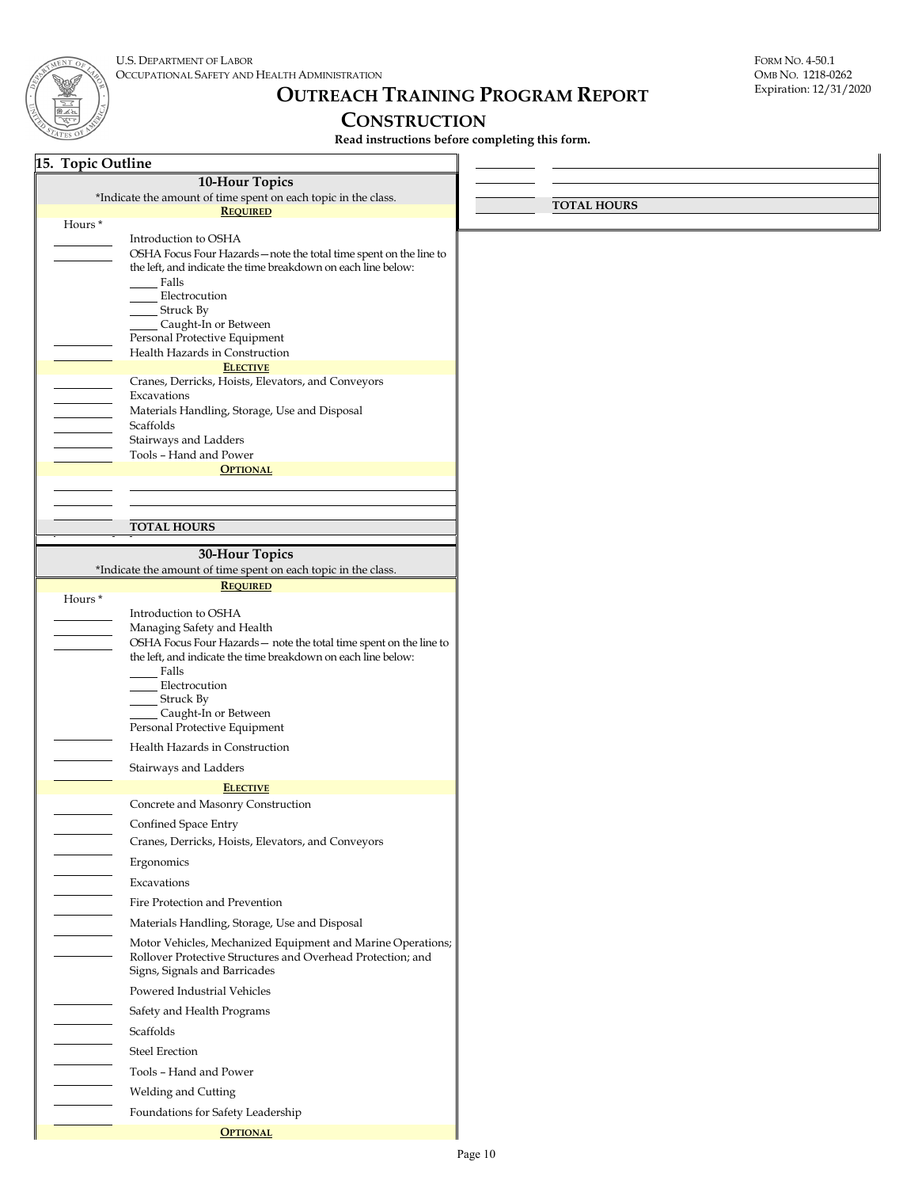U.S. Department of Labor
Occupational Safety and Health Administration

Form No. 4-50.1
OMB No. 1218-0262
Expiration: 12/31/2020

# Outreach Training Program Report
## Construction

**Read instructions before completing this form.**

### 15. Topic Outline

#### 10-Hour Topics

*Indicate the amount of time spent on each topic in the class.

**Required**

| Hours * | Topic |
|---|---|
| ______ | Introduction to OSHA |
| ______ | OSHA Focus Four Hazards—note the total time spent on the line to the left, and indicate the time breakdown on each line below: |
| | _____ Falls |
| | _____ Electrocution |
| | _____ Struck By |
| | _____ Caught-In or Between |
| ______ | Personal Protective Equipment |
| ______ | Health Hazards in Construction |

**Elective**

| Hours * | Topic |
|---|---|
| ______ | Cranes, Derricks, Hoists, Elevators, and Conveyors |
| ______ | Excavations |
| ______ | Materials Handling, Storage, Use and Disposal |
| ______ | Scaffolds |
| ______ | Stairways and Ladders |
| ______ | Tools – Hand and Power |

**Optional**

| Hours * | Topic |
|---|---|
| ______ | ______ |
| ______ | ______ |
| ______ | **TOTAL HOURS** |

#### 30-Hour Topics

*Indicate the amount of time spent on each topic in the class.

**Required**

| Hours * | Topic |
|---|---|
| ______ | Introduction to OSHA |
| ______ | Managing Safety and Health |
| ______ | OSHA Focus Four Hazards— note the total time spent on the line to the left, and indicate the time breakdown on each line below: |
| | _____ Falls |
| | _____ Electrocution |
| | _____ Struck By |
| | _____ Caught-In or Between |
| ______ | Personal Protective Equipment |
| ______ | Health Hazards in Construction |
| ______ | Stairways and Ladders |

**Elective**

| Hours * | Topic |
|---|---|
| ______ | Concrete and Masonry Construction |
| ______ | Confined Space Entry |
| ______ | Cranes, Derricks, Hoists, Elevators, and Conveyors |
| ______ | Ergonomics |
| ______ | Excavations |
| ______ | Fire Protection and Prevention |
| ______ | Materials Handling, Storage, Use and Disposal |
| ______ | Motor Vehicles, Mechanized Equipment and Marine Operations; Rollover Protective Structures and Overhead Protection; and Signs, Signals and Barricades |
| ______ | Powered Industrial Vehicles |
| ______ | Safety and Health Programs |
| ______ | Scaffolds |
| ______ | Steel Erection |
| ______ | Tools – Hand and Power |
| ______ | Welding and Cutting |
| ______ | Foundations for Safety Leadership |

**Optional**

| Hours * | Topic |
|---|---|
| ______ | ______ |
| ______ | ______ |
| ______ | **TOTAL HOURS** |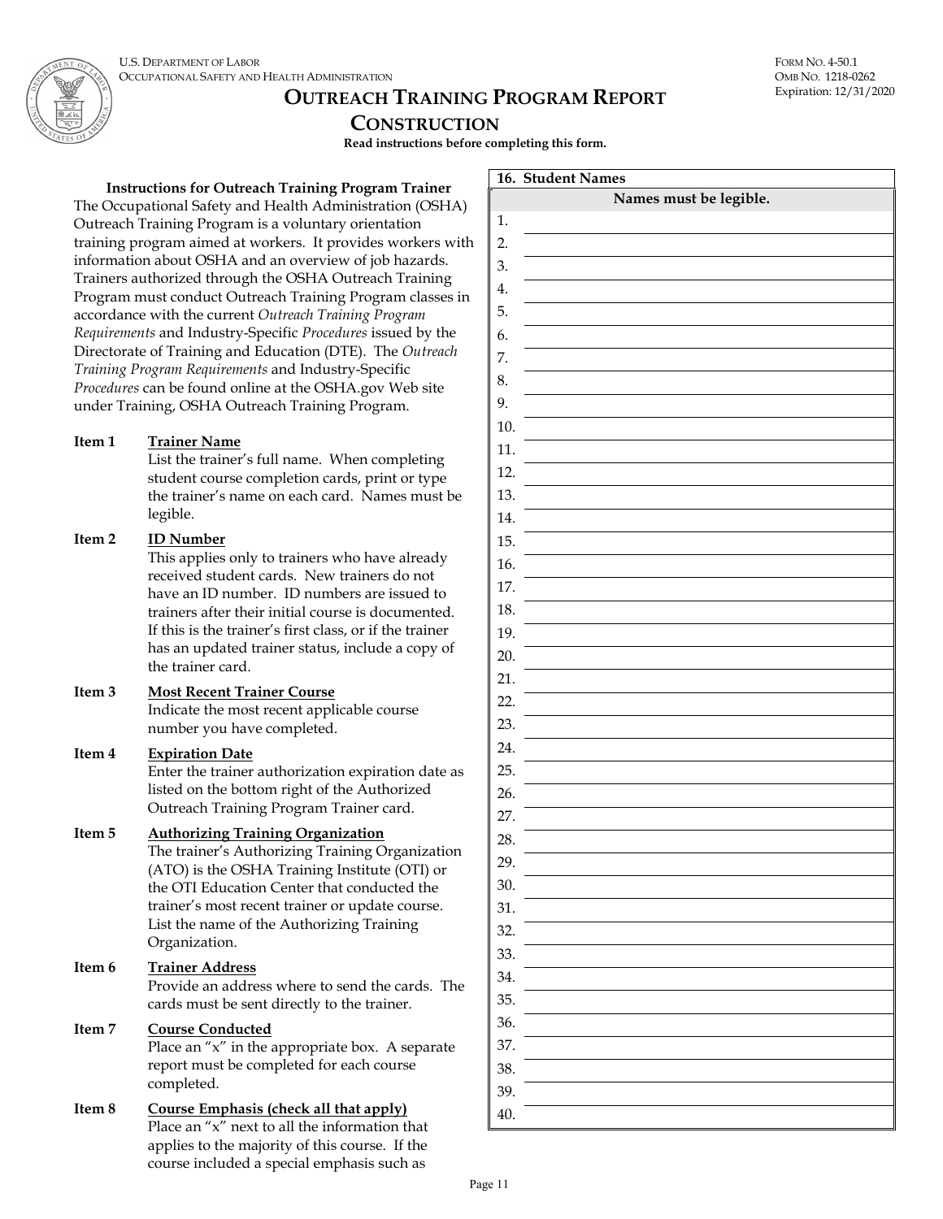U.S. Department of Labor
Occupational Safety and Health Administration

Form No. 4-50.1
OMB No. 1218-0262
Expiration: 12/31/2020

# Outreach Training Program Report
## Construction

**Read instructions before completing this form.**

### Instructions for Outreach Training Program Trainer

The Occupational Safety and Health Administration (OSHA) Outreach Training Program is a voluntary orientation training program aimed at workers. It provides workers with information about OSHA and an overview of job hazards. Trainers authorized through the OSHA Outreach Training Program must conduct Outreach Training Program classes in accordance with the current *Outreach Training Program Requirements* and Industry-Specific *Procedures* issued by the Directorate of Training and Education (DTE). The *Outreach Training Program Requirements* and Industry-Specific *Procedures* can be found online at the OSHA.gov Web site under Training, OSHA Outreach Training Program.

**Item 1** <u>Trainer Name</u>
List the trainer's full name. When completing student course completion cards, print or type the trainer's name on each card. Names must be legible.

**Item 2** <u>ID Number</u>
This applies only to trainers who have already received student cards. New trainers do not have an ID number. ID numbers are issued to trainers after their initial course is documented. If this is the trainer's first class, or if the trainer has an updated trainer status, include a copy of the trainer card.

**Item 3** <u>Most Recent Trainer Course</u>
Indicate the most recent applicable course number you have completed.

**Item 4** <u>Expiration Date</u>
Enter the trainer authorization expiration date as listed on the bottom right of the Authorized Outreach Training Program Trainer card.

**Item 5** <u>Authorizing Training Organization</u>
The trainer's Authorizing Training Organization (ATO) is the OSHA Training Institute (OTI) or the OTI Education Center that conducted the trainer's most recent trainer or update course. List the name of the Authorizing Training Organization.

**Item 6** <u>Trainer Address</u>
Provide an address where to send the cards. The cards must be sent directly to the trainer.

**Item 7** <u>Course Conducted</u>
Place an "x" in the appropriate box. A separate report must be completed for each course completed.

**Item 8** <u>Course Emphasis (check all that apply)</u>
Place an "x" next to all the information that applies to the majority of this course. If the course included a special emphasis such as

| **16. Student Names** |
|---|
| **Names must be legible.** |
| 1. |
| 2. |
| 3. |
| 4. |
| 5. |
| 6. |
| 7. |
| 8. |
| 9. |
| 10. |
| 11. |
| 12. |
| 13. |
| 14. |
| 15. |
| 16. |
| 17. |
| 18. |
| 19. |
| 20. |
| 21. |
| 22. |
| 23. |
| 24. |
| 25. |
| 26. |
| 27. |
| 28. |
| 29. |
| 30. |
| 31. |
| 32. |
| 33. |
| 34. |
| 35. |
| 36. |
| 37. |
| 38. |
| 39. |
| 40. |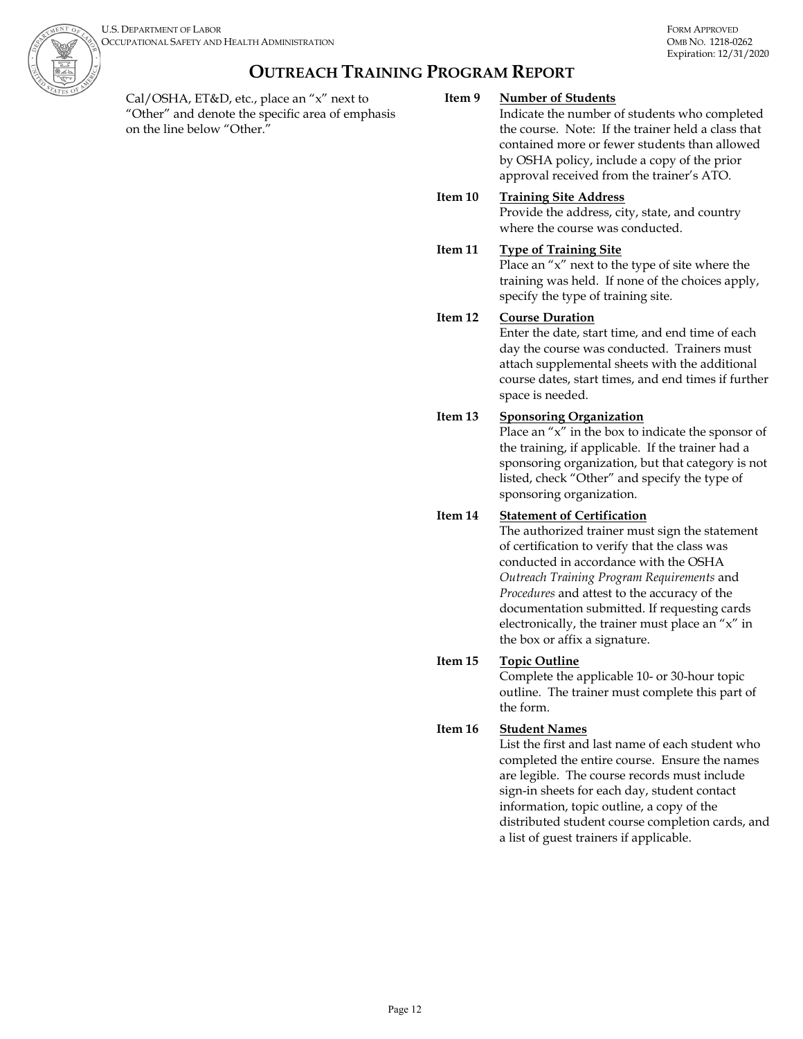Cal/OSHA, ET&D, etc., place an "x" next to "Other" and denote the specific area of emphasis on the line below "Other."

**Item 9** **Number of Students**
Indicate the number of students who completed the course. Note: If the trainer held a class that contained more or fewer students than allowed by OSHA policy, include a copy of the prior approval received from the trainer's ATO.

**Item 10** **Training Site Address**
Provide the address, city, state, and country where the course was conducted.

**Item 11** **Type of Training Site**
Place an "x" next to the type of site where the training was held. If none of the choices apply, specify the type of training site.

**Item 12** **Course Duration**
Enter the date, start time, and end time of each day the course was conducted. Trainers must attach supplemental sheets with the additional course dates, start times, and end times if further space is needed.

**Item 13** **Sponsoring Organization**
Place an "x" in the box to indicate the sponsor of the training, if applicable. If the trainer had a sponsoring organization, but that category is not listed, check "Other" and specify the type of sponsoring organization.

**Item 14** **Statement of Certification**
The authorized trainer must sign the statement of certification to verify that the class was conducted in accordance with the OSHA *Outreach Training Program Requirements* and *Procedures* and attest to the accuracy of the documentation submitted. If requesting cards electronically, the trainer must place an "x" in the box or affix a signature.

**Item 15** **Topic Outline**
Complete the applicable 10- or 30-hour topic outline. The trainer must complete this part of the form.

**Item 16** **Student Names**
List the first and last name of each student who completed the entire course. Ensure the names are legible. The course records must include sign-in sheets for each day, student contact information, topic outline, a copy of the distributed student course completion cards, and a list of guest trainers if applicable.